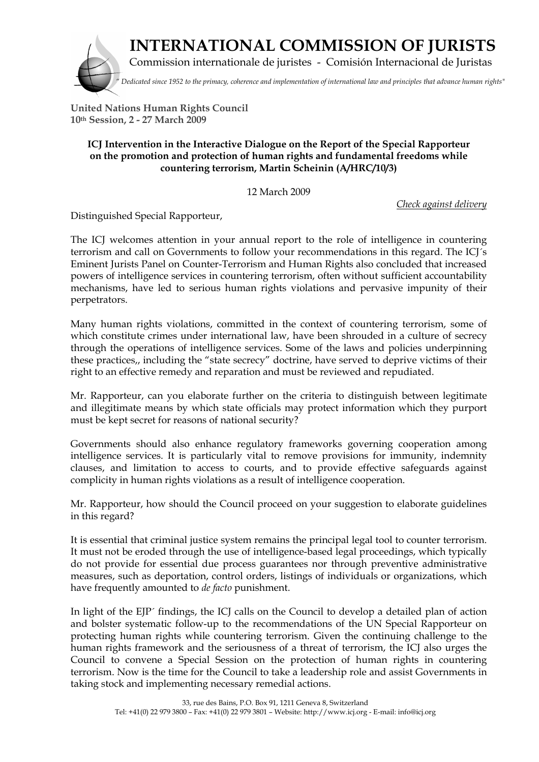# INTERNATIONAL COMMISSION OF JURISTS

Commission internationale de juristes - Comisión Internacional de Juristas

*" Dedicated since 1952 to the primacy, coherence and implementation of international law and principles that advance human rights"*

**United Nations Human Rights Council**
**10th Session, 2 - 27 March 2009**

**ICJ Intervention in the Interactive Dialogue on the Report of the Special Rapporteur on the promotion and protection of human rights and fundamental freedoms while countering terrorism, Martin Scheinin (A/HRC/10/3)**

12 March 2009

Check against delivery

Distinguished Special Rapporteur,

The ICJ welcomes attention in your annual report to the role of intelligence in countering terrorism and call on Governments to follow your recommendations in this regard. The ICJ´s Eminent Jurists Panel on Counter-Terrorism and Human Rights also concluded that increased powers of intelligence services in countering terrorism, often without sufficient accountability mechanisms, have led to serious human rights violations and pervasive impunity of their perpetrators.

Many human rights violations, committed in the context of countering terrorism, some of which constitute crimes under international law, have been shrouded in a culture of secrecy through the operations of intelligence services. Some of the laws and policies underpinning these practices,, including the "state secrecy" doctrine, have served to deprive victims of their right to an effective remedy and reparation and must be reviewed and repudiated.

Mr. Rapporteur, can you elaborate further on the criteria to distinguish between legitimate and illegitimate means by which state officials may protect information which they purport must be kept secret for reasons of national security?

Governments should also enhance regulatory frameworks governing cooperation among intelligence services. It is particularly vital to remove provisions for immunity, indemnity clauses, and limitation to access to courts, and to provide effective safeguards against complicity in human rights violations as a result of intelligence cooperation.

Mr. Rapporteur, how should the Council proceed on your suggestion to elaborate guidelines in this regard?

It is essential that criminal justice system remains the principal legal tool to counter terrorism. It must not be eroded through the use of intelligence-based legal proceedings, which typically do not provide for essential due process guarantees nor through preventive administrative measures, such as deportation, control orders, listings of individuals or organizations, which have frequently amounted to *de facto* punishment.

In light of the EJP´ findings, the ICJ calls on the Council to develop a detailed plan of action and bolster systematic follow-up to the recommendations of the UN Special Rapporteur on protecting human rights while countering terrorism. Given the continuing challenge to the human rights framework and the seriousness of a threat of terrorism, the ICJ also urges the Council to convene a Special Session on the protection of human rights in countering terrorism. Now is the time for the Council to take a leadership role and assist Governments in taking stock and implementing necessary remedial actions.

33, rue des Bains, P.O. Box 91, 1211 Geneva 8, Switzerland
Tel: +41(0) 22 979 3800 – Fax: +41(0) 22 979 3801 – Website: http://www.icj.org - E-mail: info@icj.org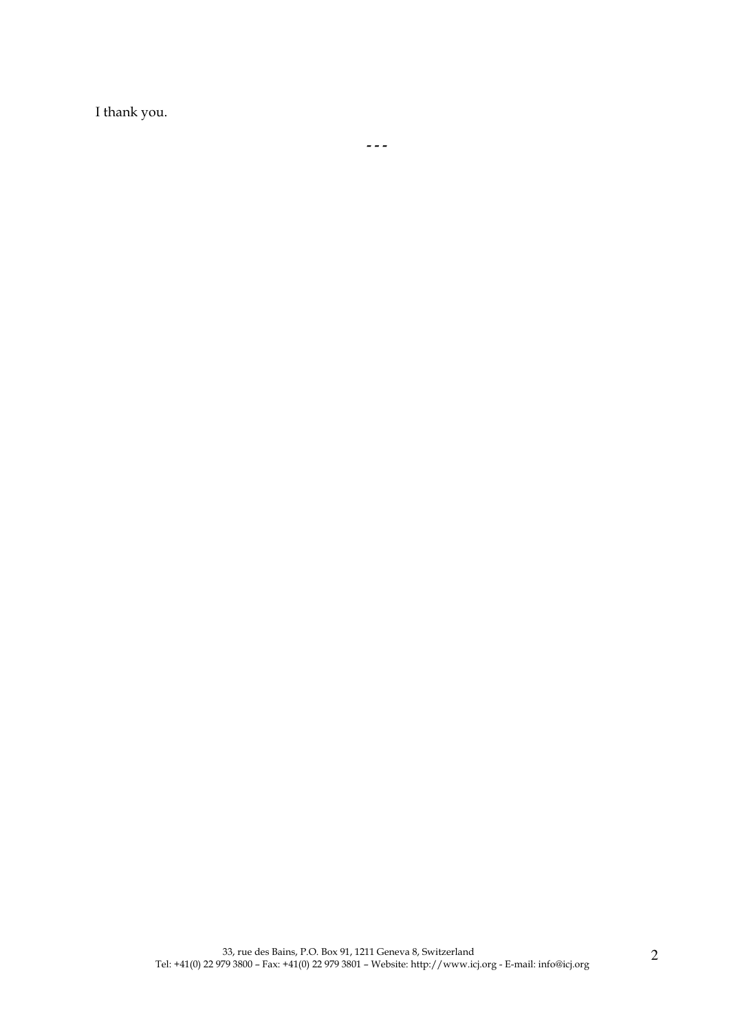I thank you.

---